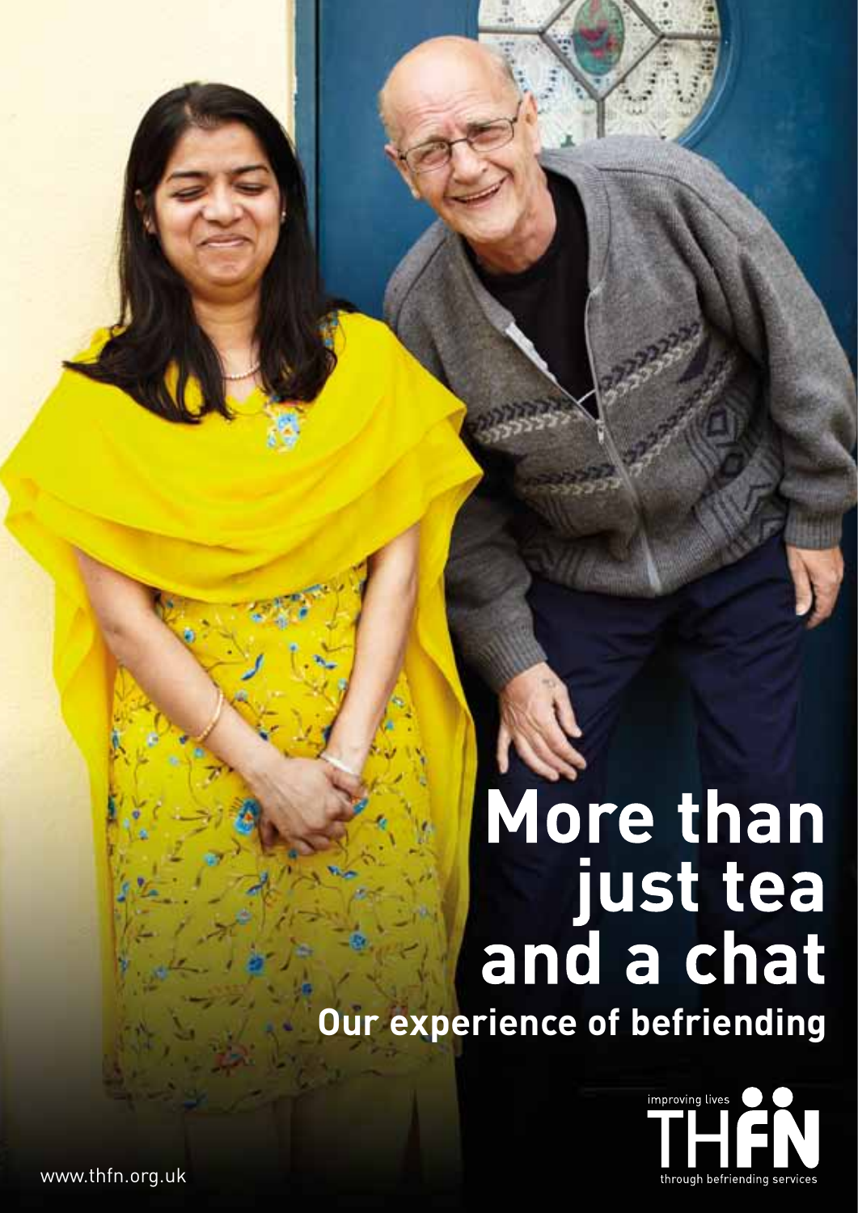# More than just tea and a chat

## Our experience of befriending

improving lives

THFN

through befriending services

www.thfn.org.uk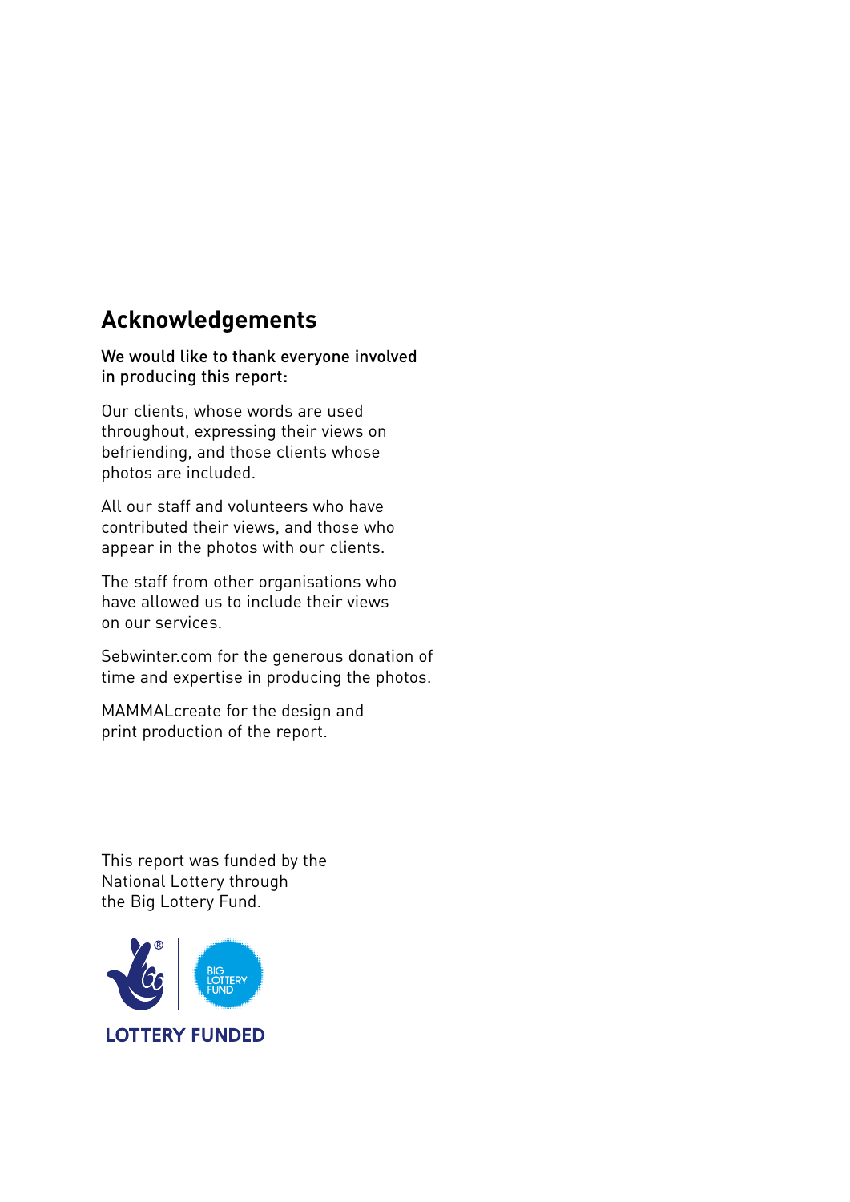## Acknowledgements

We would like to thank everyone involved in producing this report:

Our clients, whose words are used throughout, expressing their views on befriending, and those clients whose photos are included.

All our staff and volunteers who have contributed their views, and those who appear in the photos with our clients.

The staff from other organisations who have allowed us to include their views on our services.

Sebwinter.com for the generous donation of time and expertise in producing the photos.

MAMMALcreate for the design and print production of the report.

This report was funded by the National Lottery through the Big Lottery Fund.

BIG LOTTERY FUND

LOTTERY FUNDED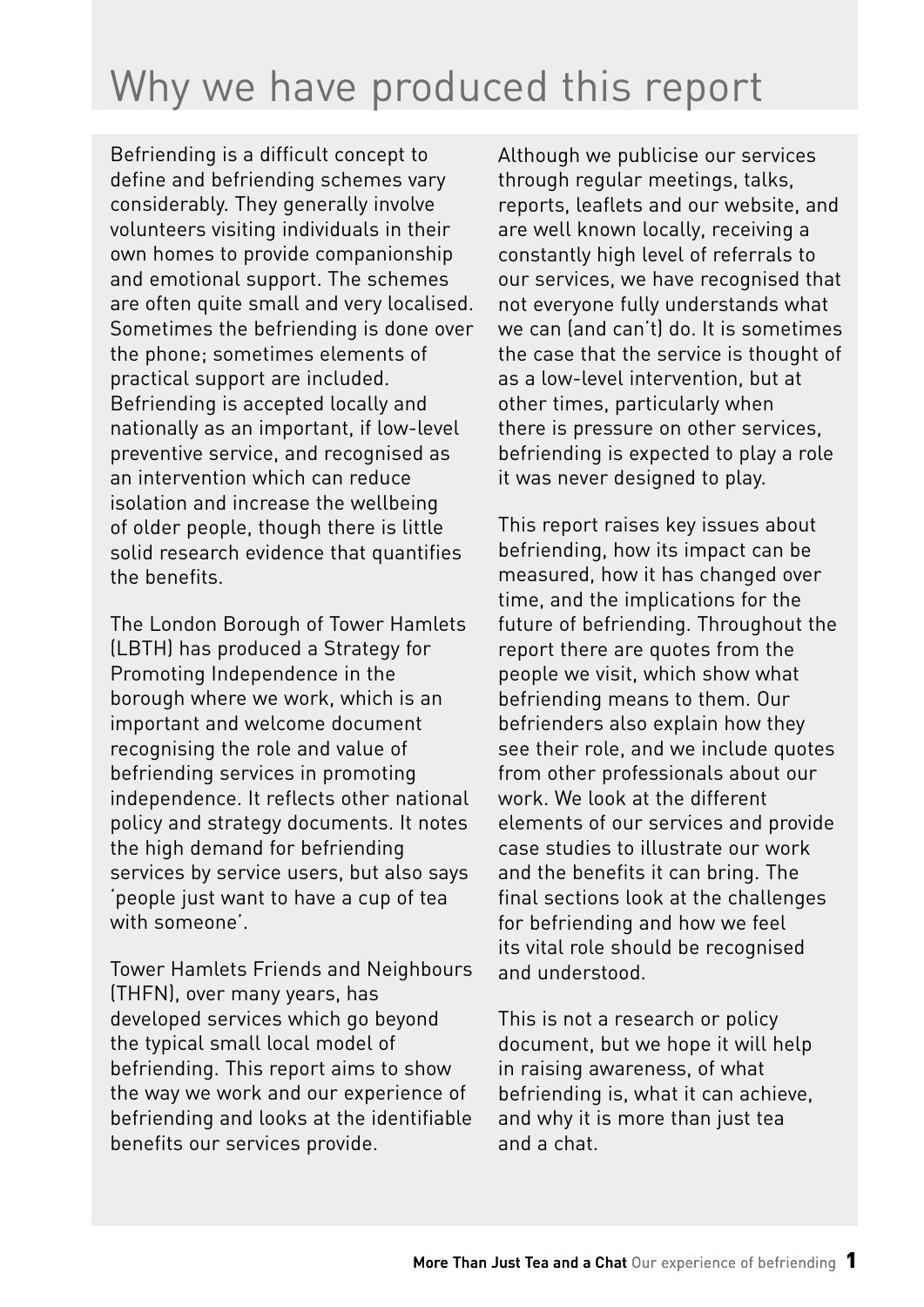# Why we have produced this report

Befriending is a difficult concept to define and befriending schemes vary considerably. They generally involve volunteers visiting individuals in their own homes to provide companionship and emotional support. The schemes are often quite small and very localised. Sometimes the befriending is done over the phone; sometimes elements of practical support are included. Befriending is accepted locally and nationally as an important, if low-level preventive service, and recognised as an intervention which can reduce isolation and increase the wellbeing of older people, though there is little solid research evidence that quantifies the benefits.

The London Borough of Tower Hamlets (LBTH) has produced a Strategy for Promoting Independence in the borough where we work, which is an important and welcome document recognising the role and value of befriending services in promoting independence. It reflects other national policy and strategy documents. It notes the high demand for befriending services by service users, but also says 'people just want to have a cup of tea with someone'.

Tower Hamlets Friends and Neighbours (THFN), over many years, has developed services which go beyond the typical small local model of befriending. This report aims to show the way we work and our experience of befriending and looks at the identifiable benefits our services provide.

Although we publicise our services through regular meetings, talks, reports, leaflets and our website, and are well known locally, receiving a constantly high level of referrals to our services, we have recognised that not everyone fully understands what we can (and can't) do. It is sometimes the case that the service is thought of as a low-level intervention, but at other times, particularly when there is pressure on other services, befriending is expected to play a role it was never designed to play.

This report raises key issues about befriending, how its impact can be measured, how it has changed over time, and the implications for the future of befriending. Throughout the report there are quotes from the people we visit, which show what befriending means to them. Our befrienders also explain how they see their role, and we include quotes from other professionals about our work. We look at the different elements of our services and provide case studies to illustrate our work and the benefits it can bring. The final sections look at the challenges for befriending and how we feel its vital role should be recognised and understood.

This is not a research or policy document, but we hope it will help in raising awareness, of what befriending is, what it can achieve, and why it is more than just tea and a chat.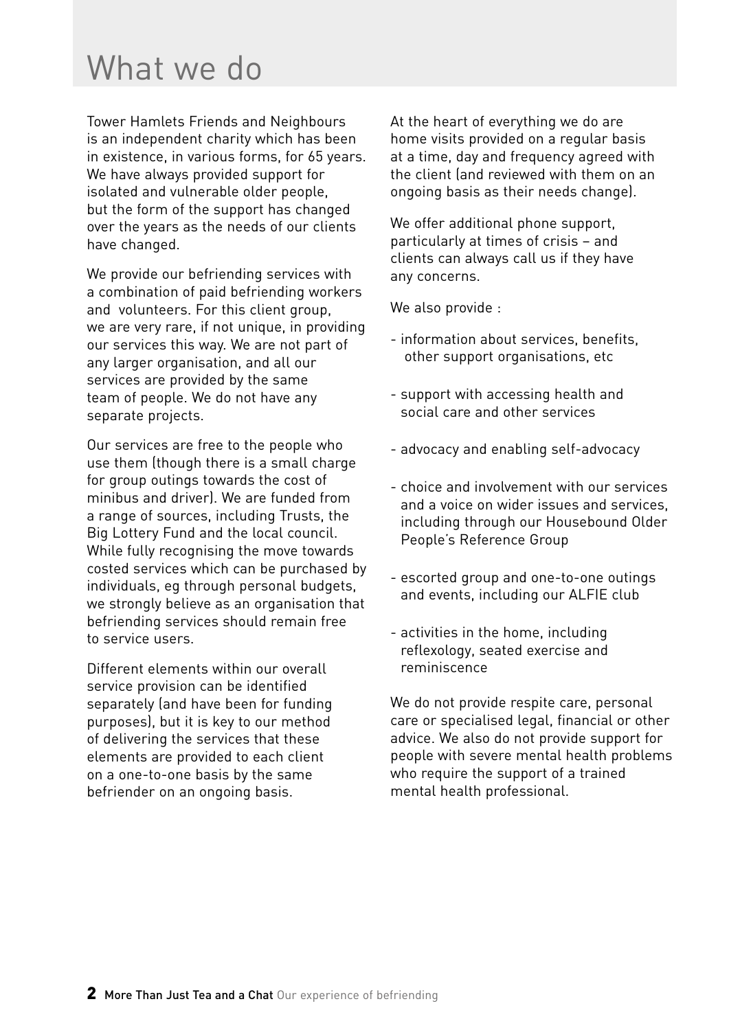# What we do

Tower Hamlets Friends and Neighbours is an independent charity which has been in existence, in various forms, for 65 years. We have always provided support for isolated and vulnerable older people, but the form of the support has changed over the years as the needs of our clients have changed.

We provide our befriending services with a combination of paid befriending workers and volunteers. For this client group, we are very rare, if not unique, in providing our services this way. We are not part of any larger organisation, and all our services are provided by the same team of people. We do not have any separate projects.

Our services are free to the people who use them (though there is a small charge for group outings towards the cost of minibus and driver). We are funded from a range of sources, including Trusts, the Big Lottery Fund and the local council. While fully recognising the move towards costed services which can be purchased by individuals, eg through personal budgets, we strongly believe as an organisation that befriending services should remain free to service users.

Different elements within our overall service provision can be identified separately (and have been for funding purposes), but it is key to our method of delivering the services that these elements are provided to each client on a one-to-one basis by the same befriender on an ongoing basis.

At the heart of everything we do are home visits provided on a regular basis at a time, day and frequency agreed with the client (and reviewed with them on an ongoing basis as their needs change).

We offer additional phone support, particularly at times of crisis – and clients can always call us if they have any concerns.

We also provide :

- information about services, benefits, other support organisations, etc
- support with accessing health and social care and other services
- advocacy and enabling self-advocacy
- choice and involvement with our services and a voice on wider issues and services, including through our Housebound Older People's Reference Group
- escorted group and one-to-one outings and events, including our ALFIE club
- activities in the home, including reflexology, seated exercise and reminiscence

We do not provide respite care, personal care or specialised legal, financial or other advice. We also do not provide support for people with severe mental health problems who require the support of a trained mental health professional.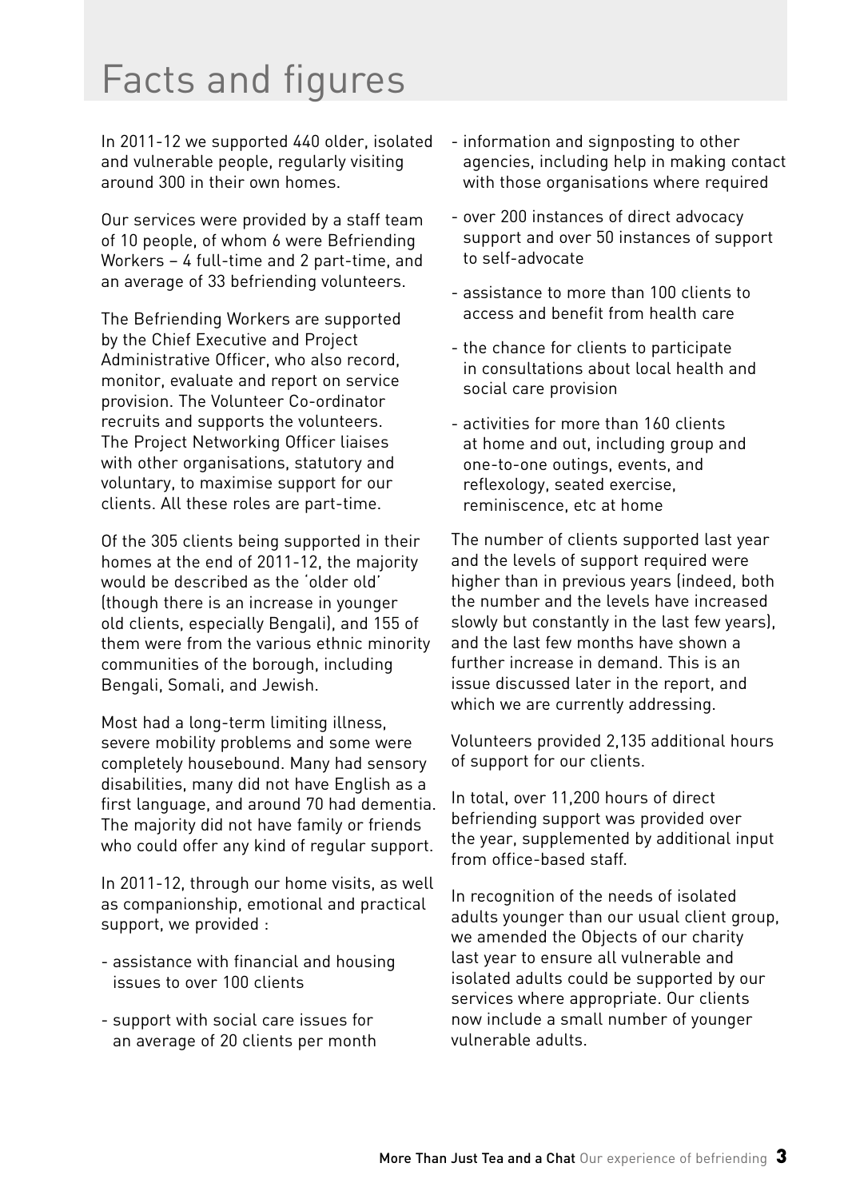# Facts and figures

In 2011-12 we supported 440 older, isolated and vulnerable people, regularly visiting around 300 in their own homes.

Our services were provided by a staff team of 10 people, of whom 6 were Befriending Workers – 4 full-time and 2 part-time, and an average of 33 befriending volunteers.

The Befriending Workers are supported by the Chief Executive and Project Administrative Officer, who also record, monitor, evaluate and report on service provision. The Volunteer Co-ordinator recruits and supports the volunteers. The Project Networking Officer liaises with other organisations, statutory and voluntary, to maximise support for our clients. All these roles are part-time.

Of the 305 clients being supported in their homes at the end of 2011-12, the majority would be described as the 'older old' (though there is an increase in younger old clients, especially Bengali), and 155 of them were from the various ethnic minority communities of the borough, including Bengali, Somali, and Jewish.

Most had a long-term limiting illness, severe mobility problems and some were completely housebound. Many had sensory disabilities, many did not have English as a first language, and around 70 had dementia. The majority did not have family or friends who could offer any kind of regular support.

In 2011-12, through our home visits, as well as companionship, emotional and practical support, we provided :

- assistance with financial and housing issues to over 100 clients
- support with social care issues for an average of 20 clients per month
- information and signposting to other agencies, including help in making contact with those organisations where required
- over 200 instances of direct advocacy support and over 50 instances of support to self-advocate
- assistance to more than 100 clients to access and benefit from health care
- the chance for clients to participate in consultations about local health and social care provision
- activities for more than 160 clients at home and out, including group and one-to-one outings, events, and reflexology, seated exercise, reminiscence, etc at home

The number of clients supported last year and the levels of support required were higher than in previous years (indeed, both the number and the levels have increased slowly but constantly in the last few years), and the last few months have shown a further increase in demand. This is an issue discussed later in the report, and which we are currently addressing.

Volunteers provided 2,135 additional hours of support for our clients.

In total, over 11,200 hours of direct befriending support was provided over the year, supplemented by additional input from office-based staff.

In recognition of the needs of isolated adults younger than our usual client group, we amended the Objects of our charity last year to ensure all vulnerable and isolated adults could be supported by our services where appropriate. Our clients now include a small number of younger vulnerable adults.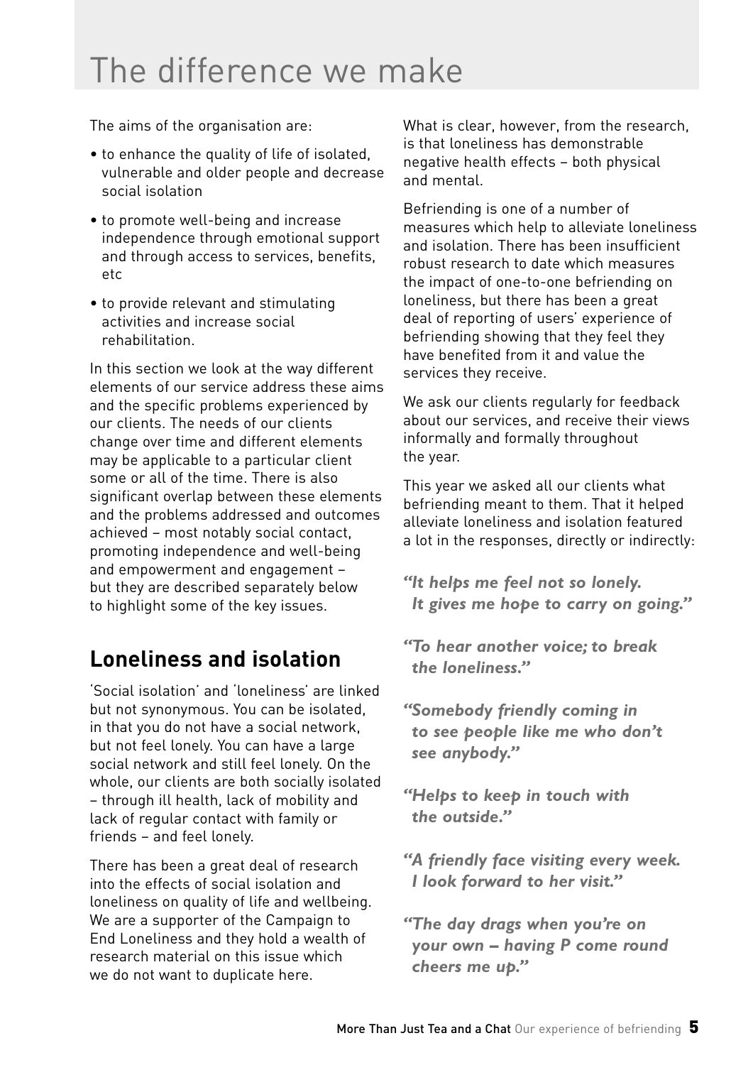# The difference we make

The aims of the organisation are:

- to enhance the quality of life of isolated, vulnerable and older people and decrease social isolation
- to promote well-being and increase independence through emotional support and through access to services, benefits, etc
- to provide relevant and stimulating activities and increase social rehabilitation.

In this section we look at the way different elements of our service address these aims and the specific problems experienced by our clients. The needs of our clients change over time and different elements may be applicable to a particular client some or all of the time. There is also significant overlap between these elements and the problems addressed and outcomes achieved – most notably social contact, promoting independence and well-being and empowerment and engagement – but they are described separately below to highlight some of the key issues.

## Loneliness and isolation

'Social isolation' and 'loneliness' are linked but not synonymous. You can be isolated, in that you do not have a social network, but not feel lonely. You can have a large social network and still feel lonely. On the whole, our clients are both socially isolated – through ill health, lack of mobility and lack of regular contact with family or friends – and feel lonely.

There has been a great deal of research into the effects of social isolation and loneliness on quality of life and wellbeing. We are a supporter of the Campaign to End Loneliness and they hold a wealth of research material on this issue which we do not want to duplicate here.

What is clear, however, from the research, is that loneliness has demonstrable negative health effects – both physical and mental.

Befriending is one of a number of measures which help to alleviate loneliness and isolation. There has been insufficient robust research to date which measures the impact of one-to-one befriending on loneliness, but there has been a great deal of reporting of users' experience of befriending showing that they feel they have benefited from it and value the services they receive.

We ask our clients regularly for feedback about our services, and receive their views informally and formally throughout the year.

This year we asked all our clients what befriending meant to them. That it helped alleviate loneliness and isolation featured a lot in the responses, directly or indirectly:

***"It helps me feel not so lonely. It gives me hope to carry on going."***

***"To hear another voice; to break the loneliness."***

***"Somebody friendly coming in to see people like me who don't see anybody."***

***"Helps to keep in touch with the outside."***

***"A friendly face visiting every week. I look forward to her visit."***

***"The day drags when you're on your own – having P come round cheers me up."***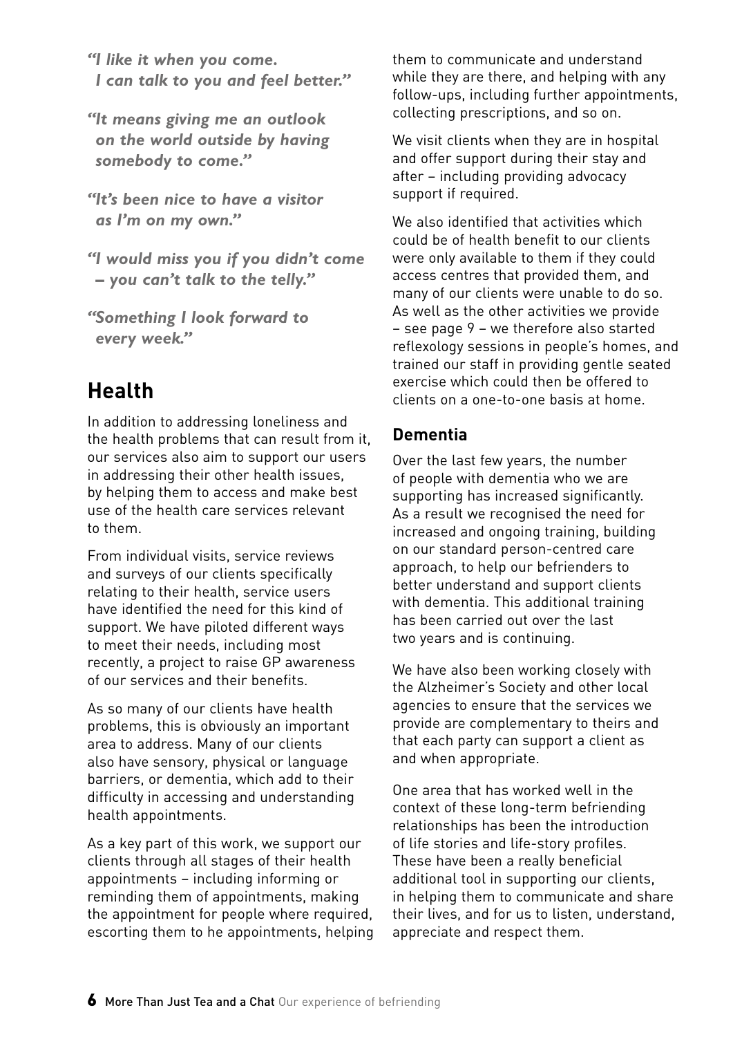*"I like it when you come. I can talk to you and feel better."*

*"It means giving me an outlook on the world outside by having somebody to come."*

*"It's been nice to have a visitor as I'm on my own."*

*"I would miss you if you didn't come – you can't talk to the telly."*

*"Something I look forward to every week."*

## Health

In addition to addressing loneliness and the health problems that can result from it, our services also aim to support our users in addressing their other health issues, by helping them to access and make best use of the health care services relevant to them.

From individual visits, service reviews and surveys of our clients specifically relating to their health, service users have identified the need for this kind of support. We have piloted different ways to meet their needs, including most recently, a project to raise GP awareness of our services and their benefits.

As so many of our clients have health problems, this is obviously an important area to address. Many of our clients also have sensory, physical or language barriers, or dementia, which add to their difficulty in accessing and understanding health appointments.

As a key part of this work, we support our clients through all stages of their health appointments – including informing or reminding them of appointments, making the appointment for people where required, escorting them to he appointments, helping them to communicate and understand while they are there, and helping with any follow-ups, including further appointments, collecting prescriptions, and so on.

We visit clients when they are in hospital and offer support during their stay and after – including providing advocacy support if required.

We also identified that activities which could be of health benefit to our clients were only available to them if they could access centres that provided them, and many of our clients were unable to do so. As well as the other activities we provide – see page 9 – we therefore also started reflexology sessions in people's homes, and trained our staff in providing gentle seated exercise which could then be offered to clients on a one-to-one basis at home.

### Dementia

Over the last few years, the number of people with dementia who we are supporting has increased significantly. As a result we recognised the need for increased and ongoing training, building on our standard person-centred care approach, to help our befrienders to better understand and support clients with dementia. This additional training has been carried out over the last two years and is continuing.

We have also been working closely with the Alzheimer's Society and other local agencies to ensure that the services we provide are complementary to theirs and that each party can support a client as and when appropriate.

One area that has worked well in the context of these long-term befriending relationships has been the introduction of life stories and life-story profiles. These have been a really beneficial additional tool in supporting our clients, in helping them to communicate and share their lives, and for us to listen, understand, appreciate and respect them.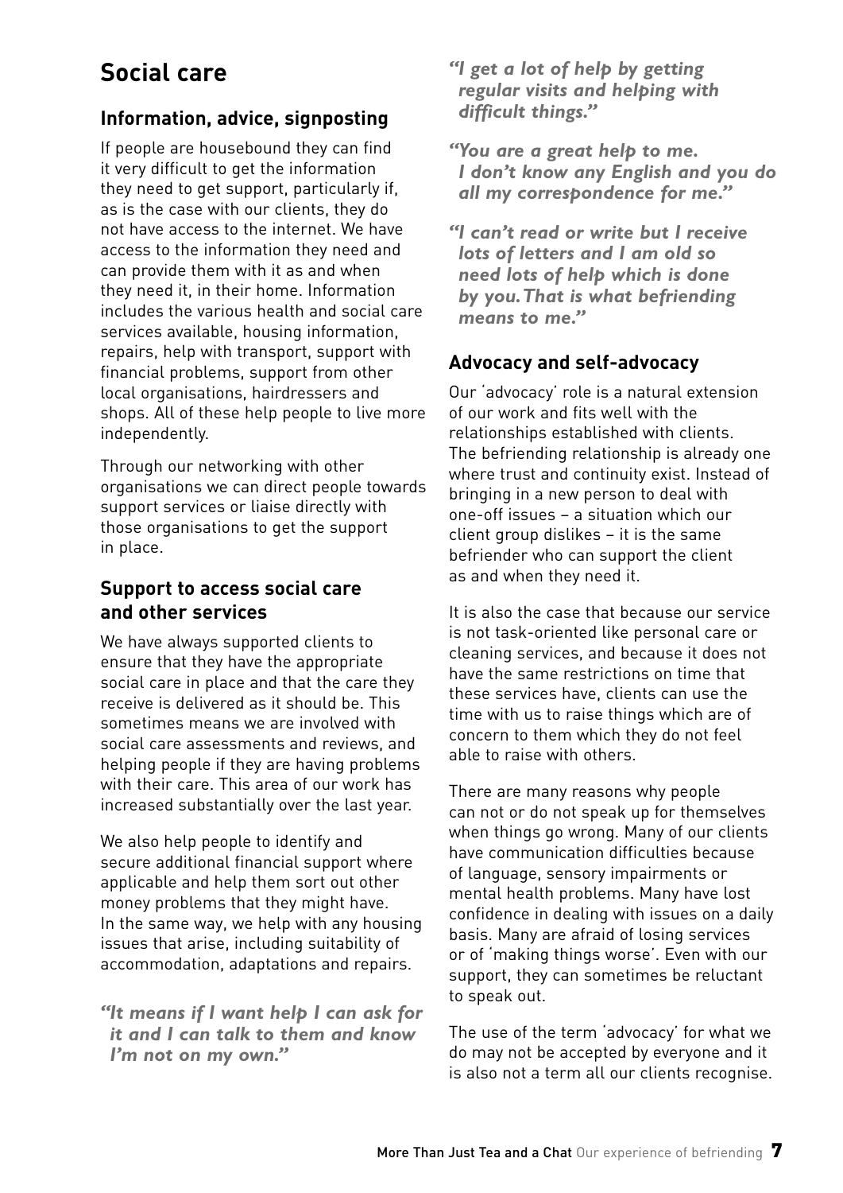# Social care

## Information, advice, signposting

If people are housebound they can find it very difficult to get the information they need to get support, particularly if, as is the case with our clients, they do not have access to the internet. We have access to the information they need and can provide them with it as and when they need it, in their home. Information includes the various health and social care services available, housing information, repairs, help with transport, support with financial problems, support from other local organisations, hairdressers and shops. All of these help people to live more independently.

Through our networking with other organisations we can direct people towards support services or liaise directly with those organisations to get the support in place.

## Support to access social care and other services

We have always supported clients to ensure that they have the appropriate social care in place and that the care they receive is delivered as it should be. This sometimes means we are involved with social care assessments and reviews, and helping people if they are having problems with their care. This area of our work has increased substantially over the last year.

We also help people to identify and secure additional financial support where applicable and help them sort out other money problems that they might have. In the same way, we help with any housing issues that arise, including suitability of accommodation, adaptations and repairs.

***"It means if I want help I can ask for it and I can talk to them and know I'm not on my own."***

***"I get a lot of help by getting regular visits and helping with difficult things."***

***"You are a great help to me. I don't know any English and you do all my correspondence for me."***

***"I can't read or write but I receive lots of letters and I am old so need lots of help which is done by you. That is what befriending means to me."***

## Advocacy and self-advocacy

Our 'advocacy' role is a natural extension of our work and fits well with the relationships established with clients. The befriending relationship is already one where trust and continuity exist. Instead of bringing in a new person to deal with one-off issues – a situation which our client group dislikes – it is the same befriender who can support the client as and when they need it.

It is also the case that because our service is not task-oriented like personal care or cleaning services, and because it does not have the same restrictions on time that these services have, clients can use the time with us to raise things which are of concern to them which they do not feel able to raise with others.

There are many reasons why people can not or do not speak up for themselves when things go wrong. Many of our clients have communication difficulties because of language, sensory impairments or mental health problems. Many have lost confidence in dealing with issues on a daily basis. Many are afraid of losing services or of 'making things worse'. Even with our support, they can sometimes be reluctant to speak out.

The use of the term 'advocacy' for what we do may not be accepted by everyone and it is also not a term all our clients recognise.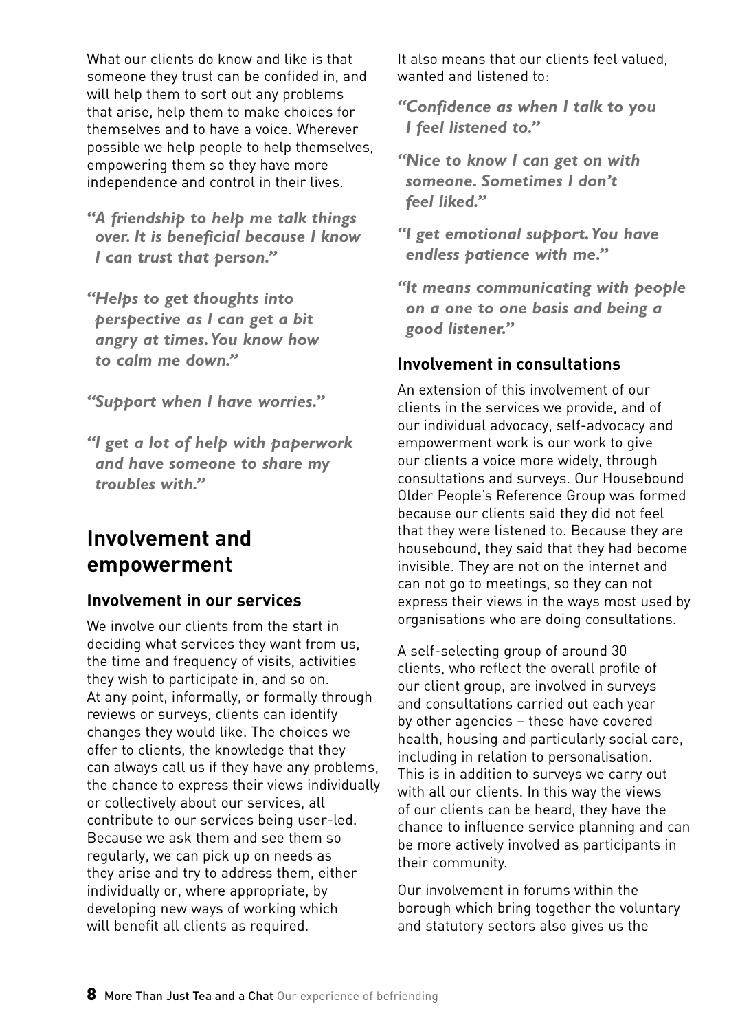What our clients do know and like is that someone they trust can be confided in, and will help them to sort out any problems that arise, help them to make choices for themselves and to have a voice. Wherever possible we help people to help themselves, empowering them so they have more independence and control in their lives.

*"A friendship to help me talk things over. It is beneficial because I know I can trust that person."*

*"Helps to get thoughts into perspective as I can get a bit angry at times. You know how to calm me down."*

*"Support when I have worries."*

*"I get a lot of help with paperwork and have someone to share my troubles with."*

## Involvement and empowerment

### Involvement in our services

We involve our clients from the start in deciding what services they want from us, the time and frequency of visits, activities they wish to participate in, and so on. At any point, informally, or formally through reviews or surveys, clients can identify changes they would like. The choices we offer to clients, the knowledge that they can always call us if they have any problems, the chance to express their views individually or collectively about our services, all contribute to our services being user-led. Because we ask them and see them so regularly, we can pick up on needs as they arise and try to address them, either individually or, where appropriate, by developing new ways of working which will benefit all clients as required.

It also means that our clients feel valued, wanted and listened to:

*"Confidence as when I talk to you I feel listened to."*

*"Nice to know I can get on with someone. Sometimes I don't feel liked."*

*"I get emotional support. You have endless patience with me."*

*"It means communicating with people on a one to one basis and being a good listener."*

### Involvement in consultations

An extension of this involvement of our clients in the services we provide, and of our individual advocacy, self-advocacy and empowerment work is our work to give our clients a voice more widely, through consultations and surveys. Our Housebound Older People's Reference Group was formed because our clients said they did not feel that they were listened to. Because they are housebound, they said that they had become invisible. They are not on the internet and can not go to meetings, so they can not express their views in the ways most used by organisations who are doing consultations.

A self-selecting group of around 30 clients, who reflect the overall profile of our client group, are involved in surveys and consultations carried out each year by other agencies – these have covered health, housing and particularly social care, including in relation to personalisation. This is in addition to surveys we carry out with all our clients. In this way the views of our clients can be heard, they have the chance to influence service planning and can be more actively involved as participants in their community.

Our involvement in forums within the borough which bring together the voluntary and statutory sectors also gives us the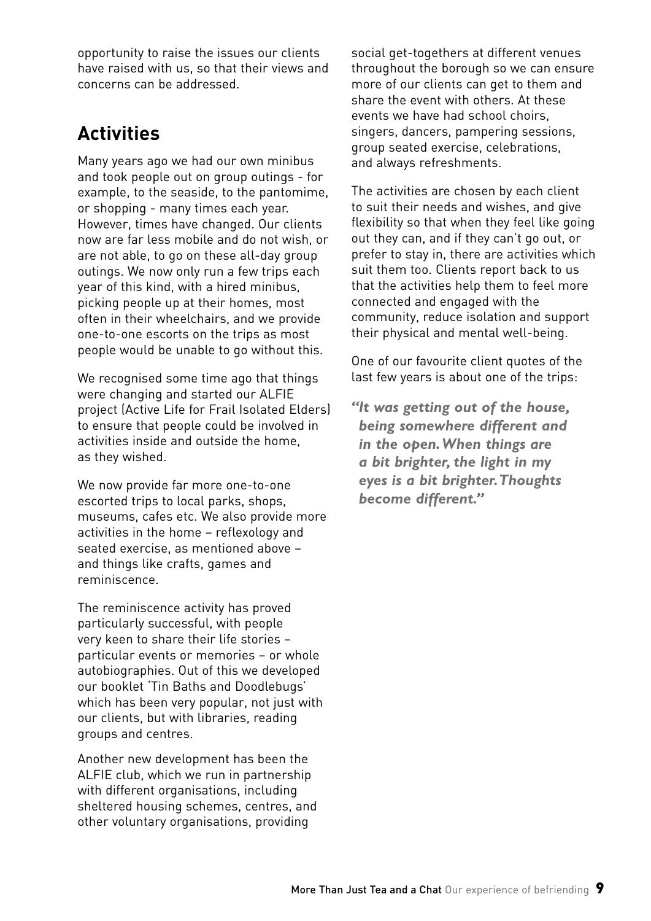opportunity to raise the issues our clients have raised with us, so that their views and concerns can be addressed.

## Activities

Many years ago we had our own minibus and took people out on group outings - for example, to the seaside, to the pantomime, or shopping - many times each year. However, times have changed. Our clients now are far less mobile and do not wish, or are not able, to go on these all-day group outings. We now only run a few trips each year of this kind, with a hired minibus, picking people up at their homes, most often in their wheelchairs, and we provide one-to-one escorts on the trips as most people would be unable to go without this.

We recognised some time ago that things were changing and started our ALFIE project (Active Life for Frail Isolated Elders) to ensure that people could be involved in activities inside and outside the home, as they wished.

We now provide far more one-to-one escorted trips to local parks, shops, museums, cafes etc. We also provide more activities in the home – reflexology and seated exercise, as mentioned above – and things like crafts, games and reminiscence.

The reminiscence activity has proved particularly successful, with people very keen to share their life stories – particular events or memories – or whole autobiographies. Out of this we developed our booklet 'Tin Baths and Doodlebugs' which has been very popular, not just with our clients, but with libraries, reading groups and centres.

Another new development has been the ALFIE club, which we run in partnership with different organisations, including sheltered housing schemes, centres, and other voluntary organisations, providing social get-togethers at different venues throughout the borough so we can ensure more of our clients can get to them and share the event with others. At these events we have had school choirs, singers, dancers, pampering sessions, group seated exercise, celebrations, and always refreshments.

The activities are chosen by each client to suit their needs and wishes, and give flexibility so that when they feel like going out they can, and if they can't go out, or prefer to stay in, there are activities which suit them too. Clients report back to us that the activities help them to feel more connected and engaged with the community, reduce isolation and support their physical and mental well-being.

One of our favourite client quotes of the last few years is about one of the trips:

***"It was getting out of the house, being somewhere different and in the open. When things are a bit brighter, the light in my eyes is a bit brighter. Thoughts become different."***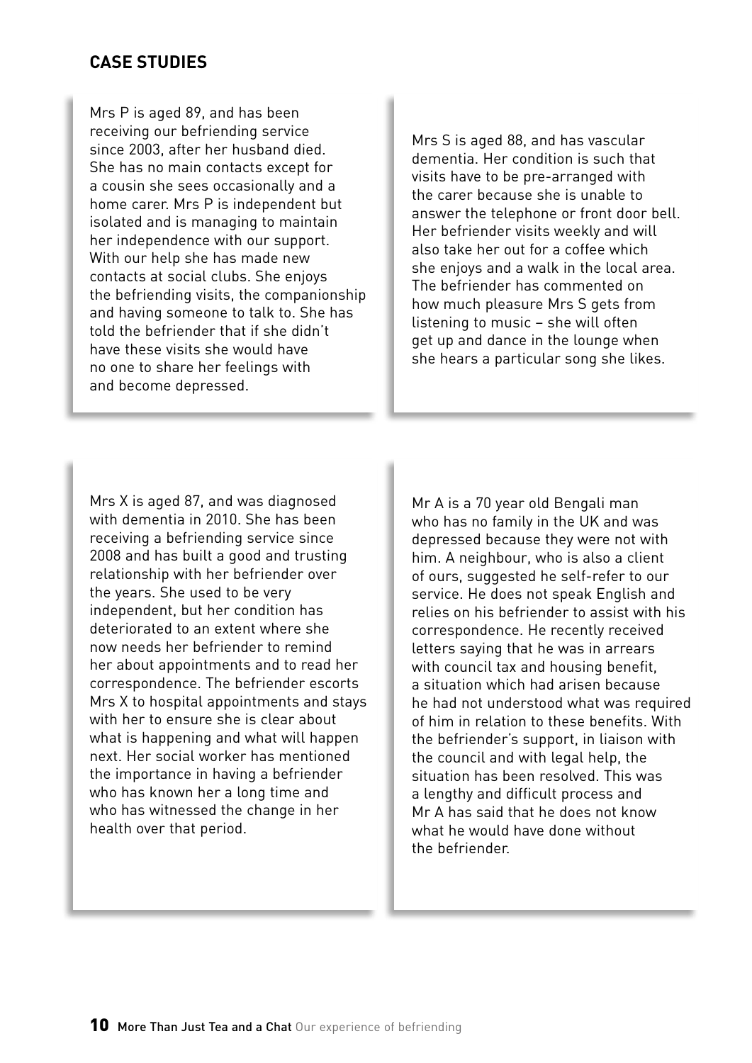## CASE STUDIES

Mrs P is aged 89, and has been receiving our befriending service since 2003, after her husband died. She has no main contacts except for a cousin she sees occasionally and a home carer. Mrs P is independent but isolated and is managing to maintain her independence with our support. With our help she has made new contacts at social clubs. She enjoys the befriending visits, the companionship and having someone to talk to. She has told the befriender that if she didn't have these visits she would have no one to share her feelings with and become depressed.

Mrs S is aged 88, and has vascular dementia. Her condition is such that visits have to be pre-arranged with the carer because she is unable to answer the telephone or front door bell. Her befriender visits weekly and will also take her out for a coffee which she enjoys and a walk in the local area. The befriender has commented on how much pleasure Mrs S gets from listening to music – she will often get up and dance in the lounge when she hears a particular song she likes.

Mrs X is aged 87, and was diagnosed with dementia in 2010. She has been receiving a befriending service since 2008 and has built a good and trusting relationship with her befriender over the years. She used to be very independent, but her condition has deteriorated to an extent where she now needs her befriender to remind her about appointments and to read her correspondence. The befriender escorts Mrs X to hospital appointments and stays with her to ensure she is clear about what is happening and what will happen next. Her social worker has mentioned the importance in having a befriender who has known her a long time and who has witnessed the change in her health over that period.

Mr A is a 70 year old Bengali man who has no family in the UK and was depressed because they were not with him. A neighbour, who is also a client of ours, suggested he self-refer to our service. He does not speak English and relies on his befriender to assist with his correspondence. He recently received letters saying that he was in arrears with council tax and housing benefit, a situation which had arisen because he had not understood what was required of him in relation to these benefits. With the befriender's support, in liaison with the council and with legal help, the situation has been resolved. This was a lengthy and difficult process and Mr A has said that he does not know what he would have done without the befriender.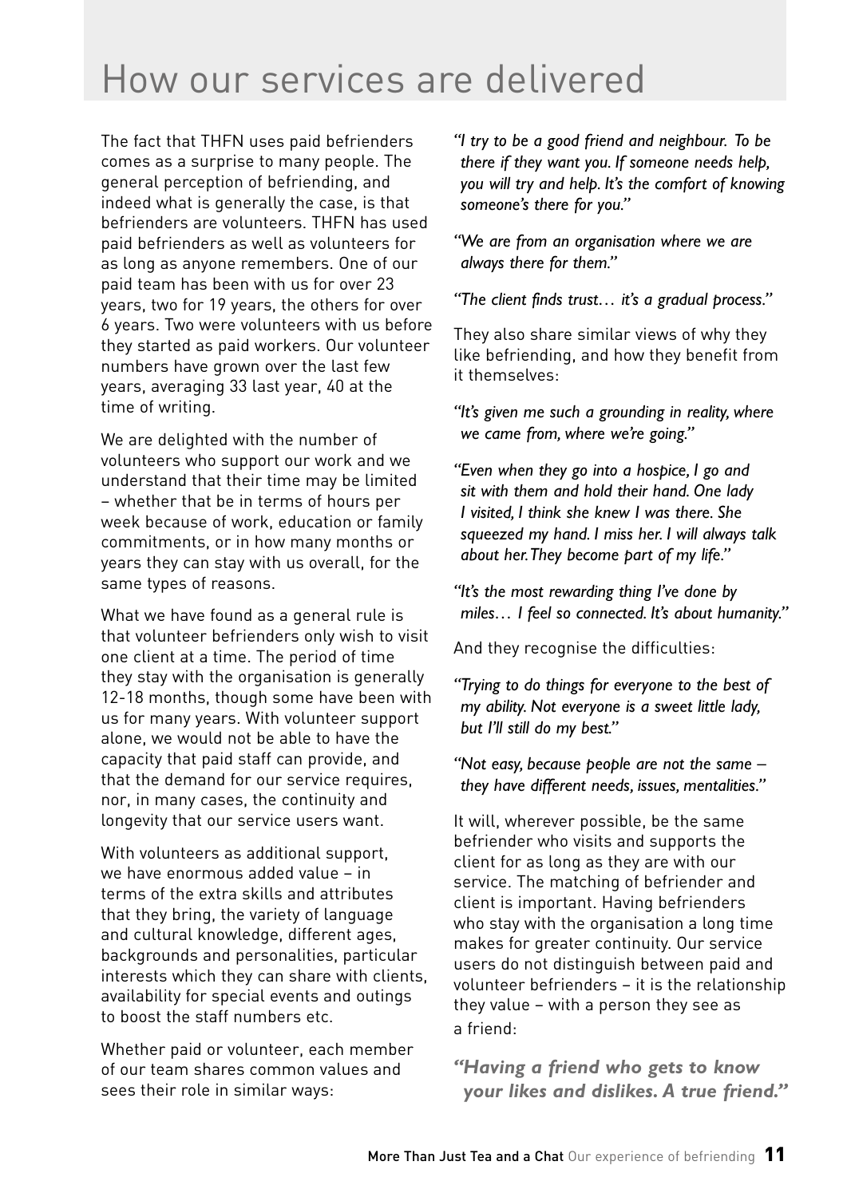# How our services are delivered

The fact that THFN uses paid befrienders comes as a surprise to many people. The general perception of befriending, and indeed what is generally the case, is that befrienders are volunteers. THFN has used paid befrienders as well as volunteers for as long as anyone remembers. One of our paid team has been with us for over 23 years, two for 19 years, the others for over 6 years. Two were volunteers with us before they started as paid workers. Our volunteer numbers have grown over the last few years, averaging 33 last year, 40 at the time of writing.

We are delighted with the number of volunteers who support our work and we understand that their time may be limited – whether that be in terms of hours per week because of work, education or family commitments, or in how many months or years they can stay with us overall, for the same types of reasons.

What we have found as a general rule is that volunteer befrienders only wish to visit one client at a time. The period of time they stay with the organisation is generally 12-18 months, though some have been with us for many years. With volunteer support alone, we would not be able to have the capacity that paid staff can provide, and that the demand for our service requires, nor, in many cases, the continuity and longevity that our service users want.

With volunteers as additional support, we have enormous added value – in terms of the extra skills and attributes that they bring, the variety of language and cultural knowledge, different ages, backgrounds and personalities, particular interests which they can share with clients, availability for special events and outings to boost the staff numbers etc.

Whether paid or volunteer, each member of our team shares common values and sees their role in similar ways:

*"I try to be a good friend and neighbour. To be there if they want you. If someone needs help, you will try and help. It's the comfort of knowing someone's there for you."*

*"We are from an organisation where we are always there for them."*

*"The client finds trust… it's a gradual process."*

They also share similar views of why they like befriending, and how they benefit from it themselves:

*"It's given me such a grounding in reality, where we came from, where we're going."*

*"Even when they go into a hospice, I go and sit with them and hold their hand. One lady I visited, I think she knew I was there. She squeezed my hand. I miss her. I will always talk about her. They become part of my life."*

*"It's the most rewarding thing I've done by miles… I feel so connected. It's about humanity."*

And they recognise the difficulties:

*"Trying to do things for everyone to the best of my ability. Not everyone is a sweet little lady, but I'll still do my best."*

*"Not easy, because people are not the same – they have different needs, issues, mentalities."*

It will, wherever possible, be the same befriender who visits and supports the client for as long as they are with our service. The matching of befriender and client is important. Having befrienders who stay with the organisation a long time makes for greater continuity. Our service users do not distinguish between paid and volunteer befrienders – it is the relationship they value – with a person they see as a friend:

***"Having a friend who gets to know your likes and dislikes. A true friend."***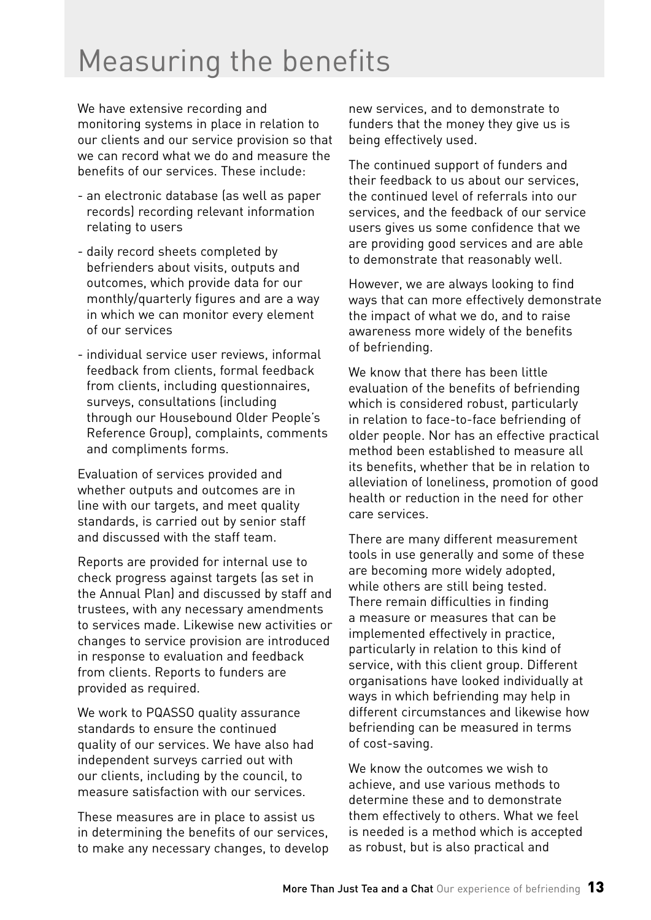# Measuring the benefits

We have extensive recording and monitoring systems in place in relation to our clients and our service provision so that we can record what we do and measure the benefits of our services. These include:

- an electronic database (as well as paper records) recording relevant information relating to users
- daily record sheets completed by befrienders about visits, outputs and outcomes, which provide data for our monthly/quarterly figures and are a way in which we can monitor every element of our services
- individual service user reviews, informal feedback from clients, formal feedback from clients, including questionnaires, surveys, consultations (including through our Housebound Older People's Reference Group), complaints, comments and compliments forms.

Evaluation of services provided and whether outputs and outcomes are in line with our targets, and meet quality standards, is carried out by senior staff and discussed with the staff team.

Reports are provided for internal use to check progress against targets (as set in the Annual Plan) and discussed by staff and trustees, with any necessary amendments to services made. Likewise new activities or changes to service provision are introduced in response to evaluation and feedback from clients. Reports to funders are provided as required.

We work to PQASSO quality assurance standards to ensure the continued quality of our services. We have also had independent surveys carried out with our clients, including by the council, to measure satisfaction with our services.

These measures are in place to assist us in determining the benefits of our services, to make any necessary changes, to develop new services, and to demonstrate to funders that the money they give us is being effectively used.

The continued support of funders and their feedback to us about our services, the continued level of referrals into our services, and the feedback of our service users gives us some confidence that we are providing good services and are able to demonstrate that reasonably well.

However, we are always looking to find ways that can more effectively demonstrate the impact of what we do, and to raise awareness more widely of the benefits of befriending.

We know that there has been little evaluation of the benefits of befriending which is considered robust, particularly in relation to face-to-face befriending of older people. Nor has an effective practical method been established to measure all its benefits, whether that be in relation to alleviation of loneliness, promotion of good health or reduction in the need for other care services.

There are many different measurement tools in use generally and some of these are becoming more widely adopted, while others are still being tested. There remain difficulties in finding a measure or measures that can be implemented effectively in practice, particularly in relation to this kind of service, with this client group. Different organisations have looked individually at ways in which befriending may help in different circumstances and likewise how befriending can be measured in terms of cost-saving.

We know the outcomes we wish to achieve, and use various methods to determine these and to demonstrate them effectively to others. What we feel is needed is a method which is accepted as robust, but is also practical and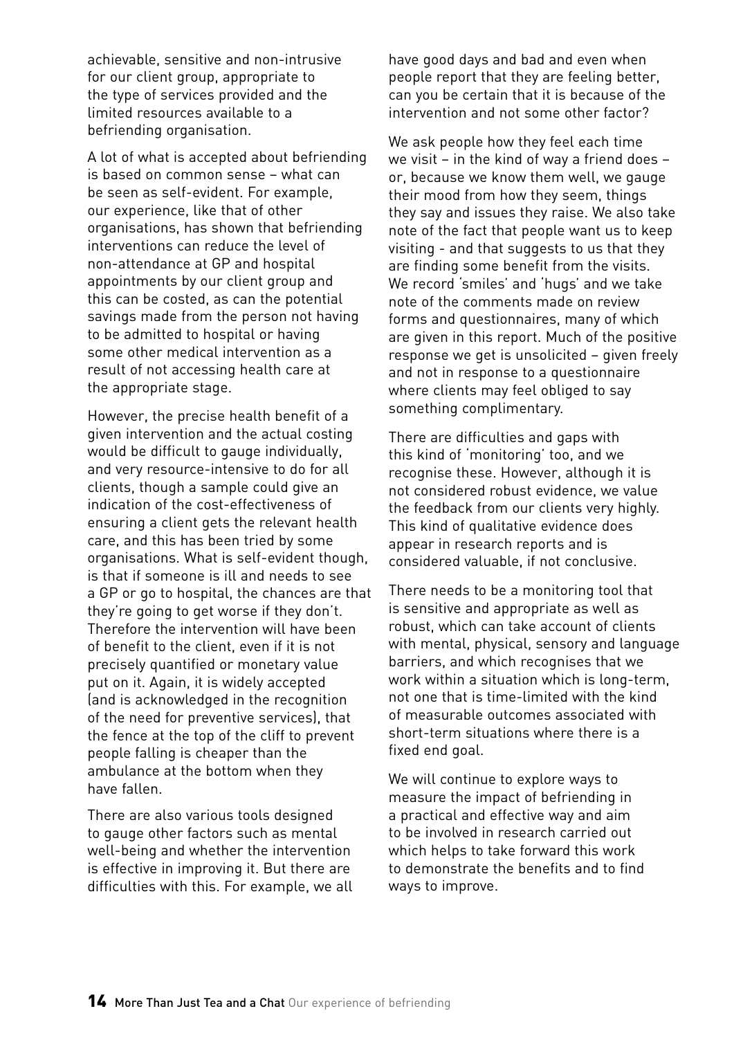achievable, sensitive and non-intrusive for our client group, appropriate to the type of services provided and the limited resources available to a befriending organisation.

A lot of what is accepted about befriending is based on common sense – what can be seen as self-evident. For example, our experience, like that of other organisations, has shown that befriending interventions can reduce the level of non-attendance at GP and hospital appointments by our client group and this can be costed, as can the potential savings made from the person not having to be admitted to hospital or having some other medical intervention as a result of not accessing health care at the appropriate stage.

However, the precise health benefit of a given intervention and the actual costing would be difficult to gauge individually, and very resource-intensive to do for all clients, though a sample could give an indication of the cost-effectiveness of ensuring a client gets the relevant health care, and this has been tried by some organisations. What is self-evident though, is that if someone is ill and needs to see a GP or go to hospital, the chances are that they're going to get worse if they don't. Therefore the intervention will have been of benefit to the client, even if it is not precisely quantified or monetary value put on it. Again, it is widely accepted (and is acknowledged in the recognition of the need for preventive services), that the fence at the top of the cliff to prevent people falling is cheaper than the ambulance at the bottom when they have fallen.

There are also various tools designed to gauge other factors such as mental well-being and whether the intervention is effective in improving it. But there are difficulties with this. For example, we all have good days and bad and even when people report that they are feeling better, can you be certain that it is because of the intervention and not some other factor?

We ask people how they feel each time we visit – in the kind of way a friend does – or, because we know them well, we gauge their mood from how they seem, things they say and issues they raise. We also take note of the fact that people want us to keep visiting - and that suggests to us that they are finding some benefit from the visits. We record 'smiles' and 'hugs' and we take note of the comments made on review forms and questionnaires, many of which are given in this report. Much of the positive response we get is unsolicited – given freely and not in response to a questionnaire where clients may feel obliged to say something complimentary.

There are difficulties and gaps with this kind of 'monitoring' too, and we recognise these. However, although it is not considered robust evidence, we value the feedback from our clients very highly. This kind of qualitative evidence does appear in research reports and is considered valuable, if not conclusive.

There needs to be a monitoring tool that is sensitive and appropriate as well as robust, which can take account of clients with mental, physical, sensory and language barriers, and which recognises that we work within a situation which is long-term, not one that is time-limited with the kind of measurable outcomes associated with short-term situations where there is a fixed end goal.

We will continue to explore ways to measure the impact of befriending in a practical and effective way and aim to be involved in research carried out which helps to take forward this work to demonstrate the benefits and to find ways to improve.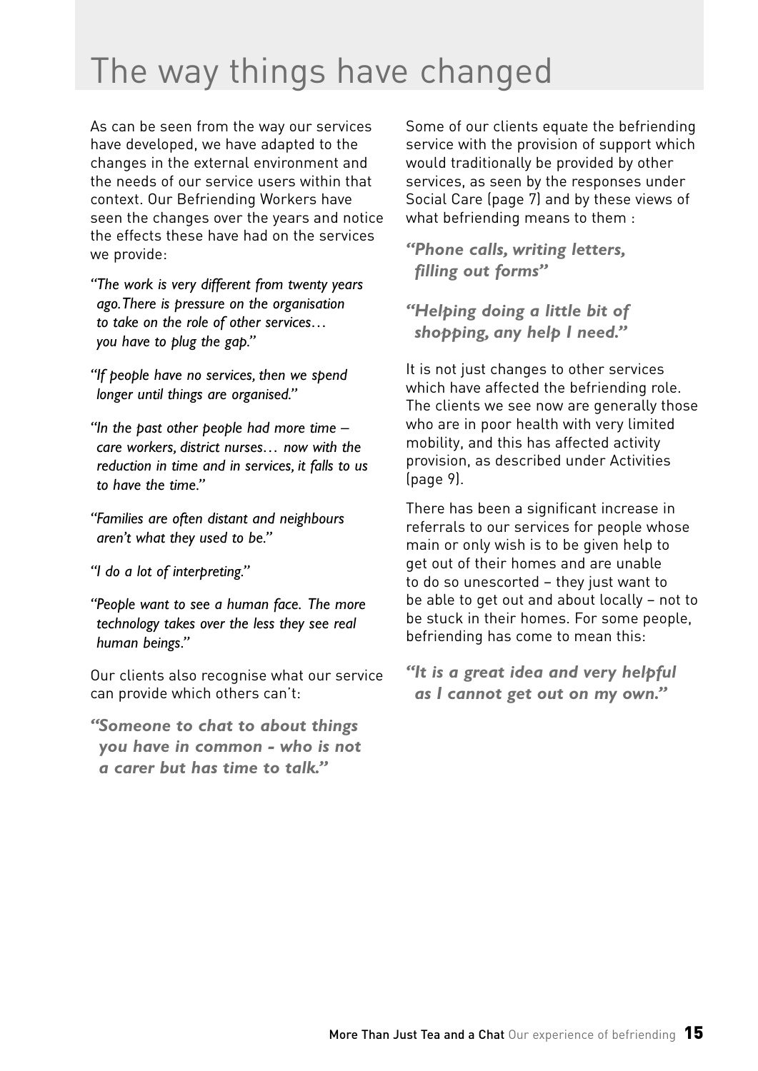# The way things have changed

As can be seen from the way our services have developed, we have adapted to the changes in the external environment and the needs of our service users within that context. Our Befriending Workers have seen the changes over the years and notice the effects these have had on the services we provide:

*"The work is very different from twenty years ago. There is pressure on the organisation to take on the role of other services… you have to plug the gap."*

*"If people have no services, then we spend longer until things are organised."*

*"In the past other people had more time – care workers, district nurses… now with the reduction in time and in services, it falls to us to have the time."*

*"Families are often distant and neighbours aren't what they used to be."*

*"I do a lot of interpreting."*

*"People want to see a human face. The more technology takes over the less they see real human beings."*

Our clients also recognise what our service can provide which others can't:

***"Someone to chat to about things you have in common - who is not a carer but has time to talk."***

Some of our clients equate the befriending service with the provision of support which would traditionally be provided by other services, as seen by the responses under Social Care (page 7) and by these views of what befriending means to them :

***"Phone calls, writing letters, filling out forms"***

***"Helping doing a little bit of shopping, any help I need."***

It is not just changes to other services which have affected the befriending role. The clients we see now are generally those who are in poor health with very limited mobility, and this has affected activity provision, as described under Activities (page 9).

There has been a significant increase in referrals to our services for people whose main or only wish is to be given help to get out of their homes and are unable to do so unescorted – they just want to be able to get out and about locally – not to be stuck in their homes. For some people, befriending has come to mean this:

***"It is a great idea and very helpful as I cannot get out on my own."***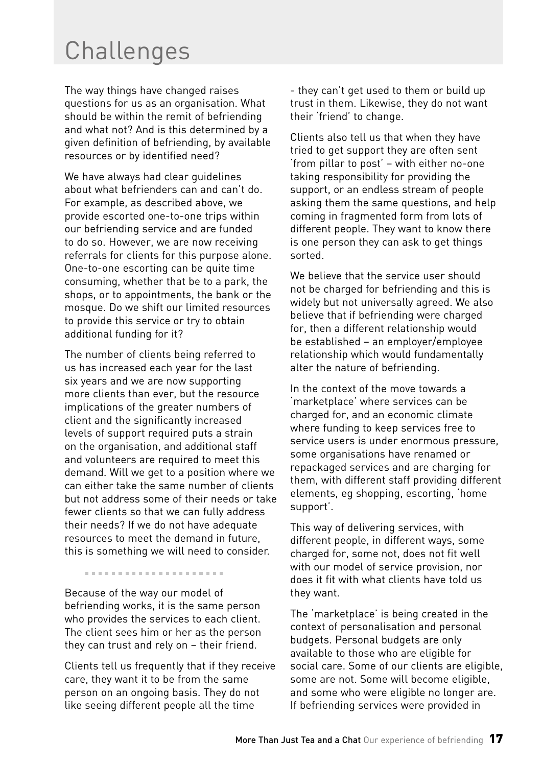# Challenges

The way things have changed raises questions for us as an organisation. What should be within the remit of befriending and what not? And is this determined by a given definition of befriending, by available resources or by identified need?

We have always had clear guidelines about what befrienders can and can't do. For example, as described above, we provide escorted one-to-one trips within our befriending service and are funded to do so. However, we are now receiving referrals for clients for this purpose alone. One-to-one escorting can be quite time consuming, whether that be to a park, the shops, or to appointments, the bank or the mosque. Do we shift our limited resources to provide this service or try to obtain additional funding for it?

The number of clients being referred to us has increased each year for the last six years and we are now supporting more clients than ever, but the resource implications of the greater numbers of client and the significantly increased levels of support required puts a strain on the organisation, and additional staff and volunteers are required to meet this demand. Will we get to a position where we can either take the same number of clients but not address some of their needs or take fewer clients so that we can fully address their needs? If we do not have adequate resources to meet the demand in future, this is something we will need to consider.

Because of the way our model of befriending works, it is the same person who provides the services to each client. The client sees him or her as the person they can trust and rely on – their friend.

Clients tell us frequently that if they receive care, they want it to be from the same person on an ongoing basis. They do not like seeing different people all the time - they can't get used to them or build up trust in them. Likewise, they do not want their 'friend' to change.

Clients also tell us that when they have tried to get support they are often sent 'from pillar to post' – with either no-one taking responsibility for providing the support, or an endless stream of people asking them the same questions, and help coming in fragmented form from lots of different people. They want to know there is one person they can ask to get things sorted.

We believe that the service user should not be charged for befriending and this is widely but not universally agreed. We also believe that if befriending were charged for, then a different relationship would be established – an employer/employee relationship which would fundamentally alter the nature of befriending.

In the context of the move towards a 'marketplace' where services can be charged for, and an economic climate where funding to keep services free to service users is under enormous pressure, some organisations have renamed or repackaged services and are charging for them, with different staff providing different elements, eg shopping, escorting, 'home support'.

This way of delivering services, with different people, in different ways, some charged for, some not, does not fit well with our model of service provision, nor does it fit with what clients have told us they want.

The 'marketplace' is being created in the context of personalisation and personal budgets. Personal budgets are only available to those who are eligible for social care. Some of our clients are eligible, some are not. Some will become eligible, and some who were eligible no longer are. If befriending services were provided in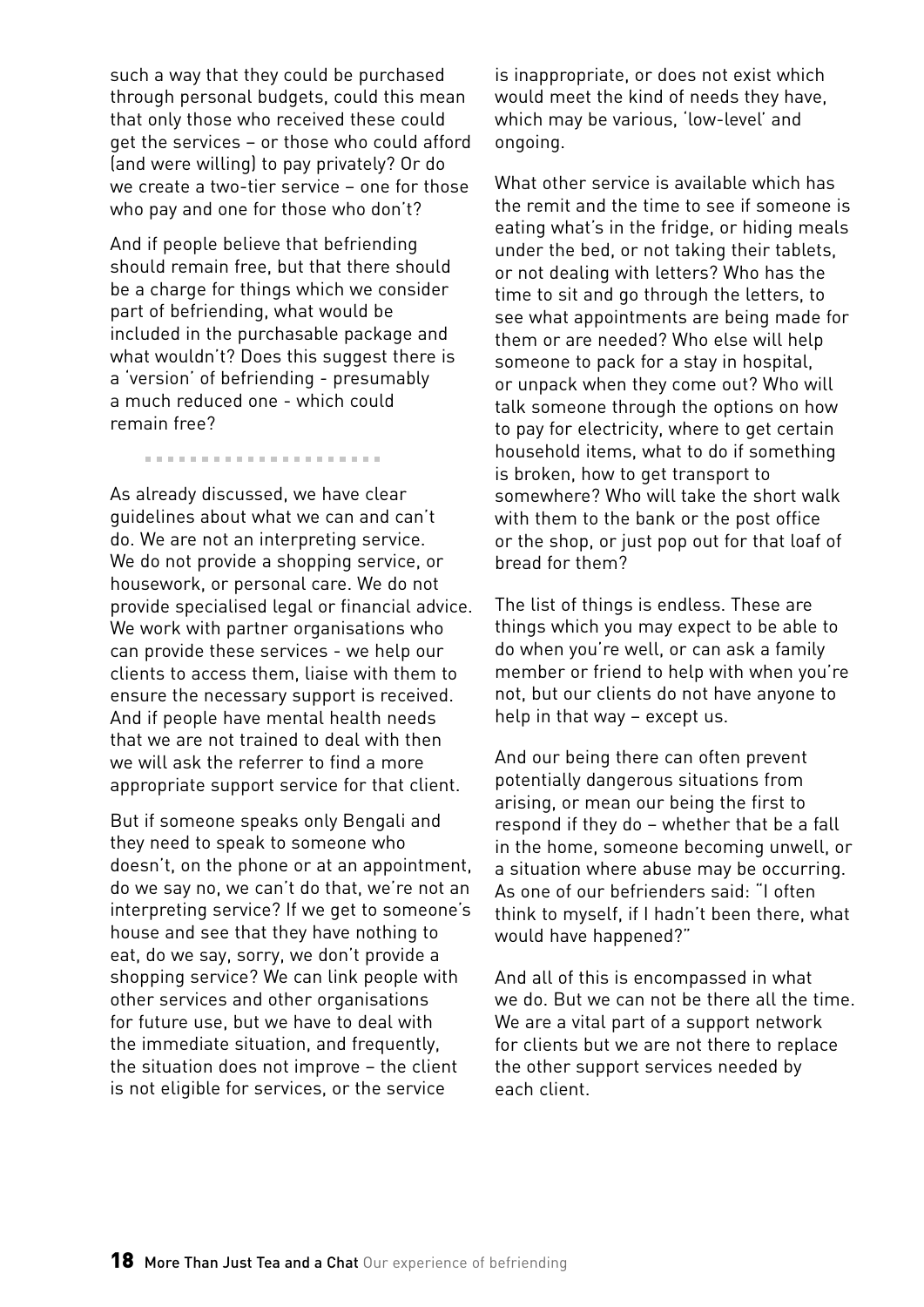such a way that they could be purchased through personal budgets, could this mean that only those who received these could get the services – or those who could afford (and were willing) to pay privately? Or do we create a two-tier service – one for those who pay and one for those who don't?

And if people believe that befriending should remain free, but that there should be a charge for things which we consider part of befriending, what would be included in the purchasable package and what wouldn't? Does this suggest there is a 'version' of befriending - presumably a much reduced one - which could remain free?

---

As already discussed, we have clear guidelines about what we can and can't do. We are not an interpreting service. We do not provide a shopping service, or housework, or personal care. We do not provide specialised legal or financial advice. We work with partner organisations who can provide these services - we help our clients to access them, liaise with them to ensure the necessary support is received. And if people have mental health needs that we are not trained to deal with then we will ask the referrer to find a more appropriate support service for that client.

But if someone speaks only Bengali and they need to speak to someone who doesn't, on the phone or at an appointment, do we say no, we can't do that, we're not an interpreting service? If we get to someone's house and see that they have nothing to eat, do we say, sorry, we don't provide a shopping service? We can link people with other services and other organisations for future use, but we have to deal with the immediate situation, and frequently, the situation does not improve – the client is not eligible for services, or the service is inappropriate, or does not exist which would meet the kind of needs they have, which may be various, 'low-level' and ongoing.

What other service is available which has the remit and the time to see if someone is eating what's in the fridge, or hiding meals under the bed, or not taking their tablets, or not dealing with letters? Who has the time to sit and go through the letters, to see what appointments are being made for them or are needed? Who else will help someone to pack for a stay in hospital, or unpack when they come out? Who will talk someone through the options on how to pay for electricity, where to get certain household items, what to do if something is broken, how to get transport to somewhere? Who will take the short walk with them to the bank or the post office or the shop, or just pop out for that loaf of bread for them?

The list of things is endless. These are things which you may expect to be able to do when you're well, or can ask a family member or friend to help with when you're not, but our clients do not have anyone to help in that way – except us.

And our being there can often prevent potentially dangerous situations from arising, or mean our being the first to respond if they do – whether that be a fall in the home, someone becoming unwell, or a situation where abuse may be occurring. As one of our befrienders said: "I often think to myself, if I hadn't been there, what would have happened?"

And all of this is encompassed in what we do. But we can not be there all the time. We are a vital part of a support network for clients but we are not there to replace the other support services needed by each client.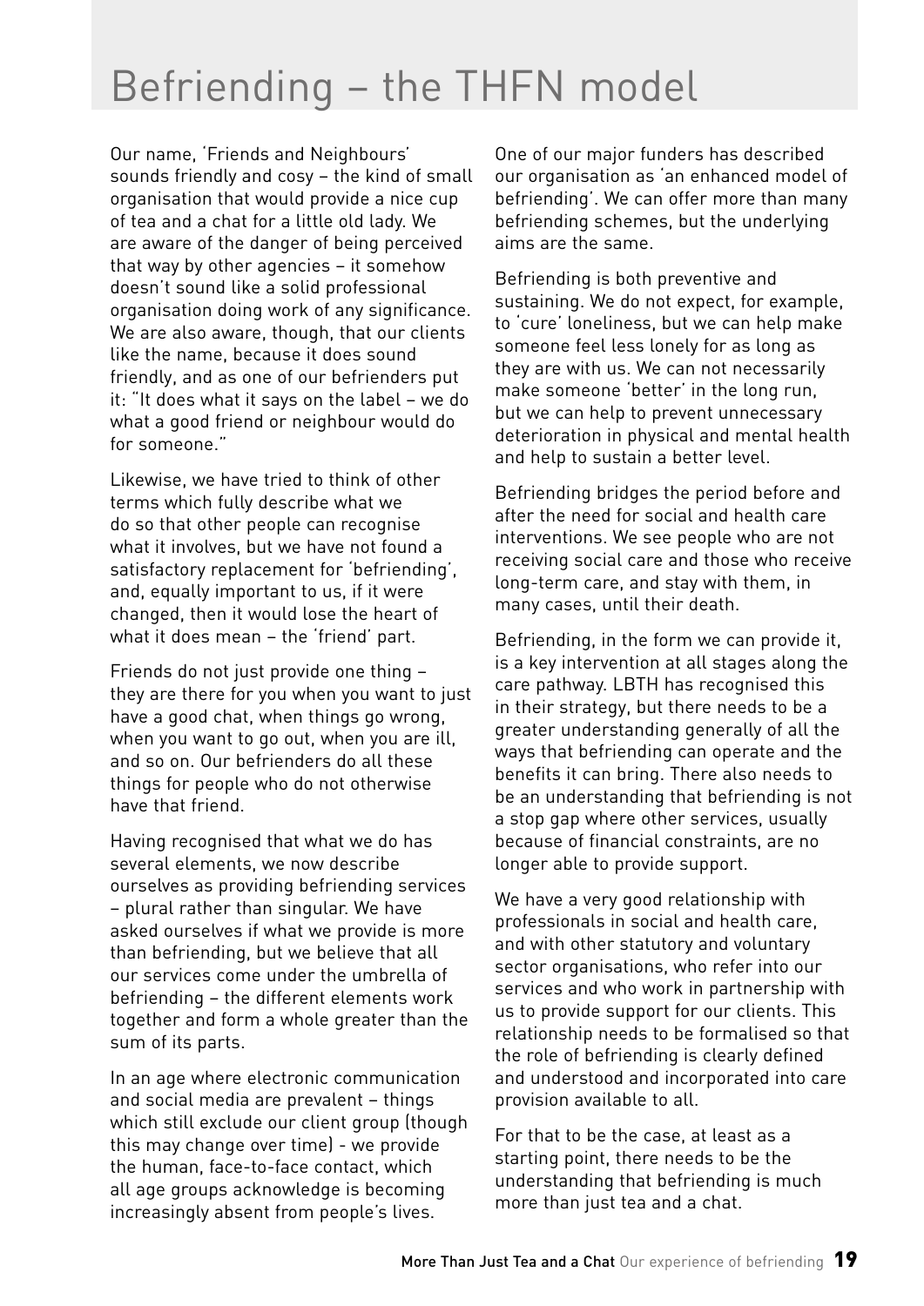# Befriending – the THFN model

Our name, 'Friends and Neighbours' sounds friendly and cosy – the kind of small organisation that would provide a nice cup of tea and a chat for a little old lady. We are aware of the danger of being perceived that way by other agencies – it somehow doesn't sound like a solid professional organisation doing work of any significance. We are also aware, though, that our clients like the name, because it does sound friendly, and as one of our befrienders put it: "It does what it says on the label – we do what a good friend or neighbour would do for someone."

Likewise, we have tried to think of other terms which fully describe what we do so that other people can recognise what it involves, but we have not found a satisfactory replacement for 'befriending', and, equally important to us, if it were changed, then it would lose the heart of what it does mean – the 'friend' part.

Friends do not just provide one thing – they are there for you when you want to just have a good chat, when things go wrong, when you want to go out, when you are ill, and so on. Our befrienders do all these things for people who do not otherwise have that friend.

Having recognised that what we do has several elements, we now describe ourselves as providing befriending services – plural rather than singular. We have asked ourselves if what we provide is more than befriending, but we believe that all our services come under the umbrella of befriending – the different elements work together and form a whole greater than the sum of its parts.

In an age where electronic communication and social media are prevalent – things which still exclude our client group (though this may change over time) - we provide the human, face-to-face contact, which all age groups acknowledge is becoming increasingly absent from people's lives.

One of our major funders has described our organisation as 'an enhanced model of befriending'. We can offer more than many befriending schemes, but the underlying aims are the same.

Befriending is both preventive and sustaining. We do not expect, for example, to 'cure' loneliness, but we can help make someone feel less lonely for as long as they are with us. We can not necessarily make someone 'better' in the long run, but we can help to prevent unnecessary deterioration in physical and mental health and help to sustain a better level.

Befriending bridges the period before and after the need for social and health care interventions. We see people who are not receiving social care and those who receive long-term care, and stay with them, in many cases, until their death.

Befriending, in the form we can provide it, is a key intervention at all stages along the care pathway. LBTH has recognised this in their strategy, but there needs to be a greater understanding generally of all the ways that befriending can operate and the benefits it can bring. There also needs to be an understanding that befriending is not a stop gap where other services, usually because of financial constraints, are no longer able to provide support.

We have a very good relationship with professionals in social and health care, and with other statutory and voluntary sector organisations, who refer into our services and who work in partnership with us to provide support for our clients. This relationship needs to be formalised so that the role of befriending is clearly defined and understood and incorporated into care provision available to all.

For that to be the case, at least as a starting point, there needs to be the understanding that befriending is much more than just tea and a chat.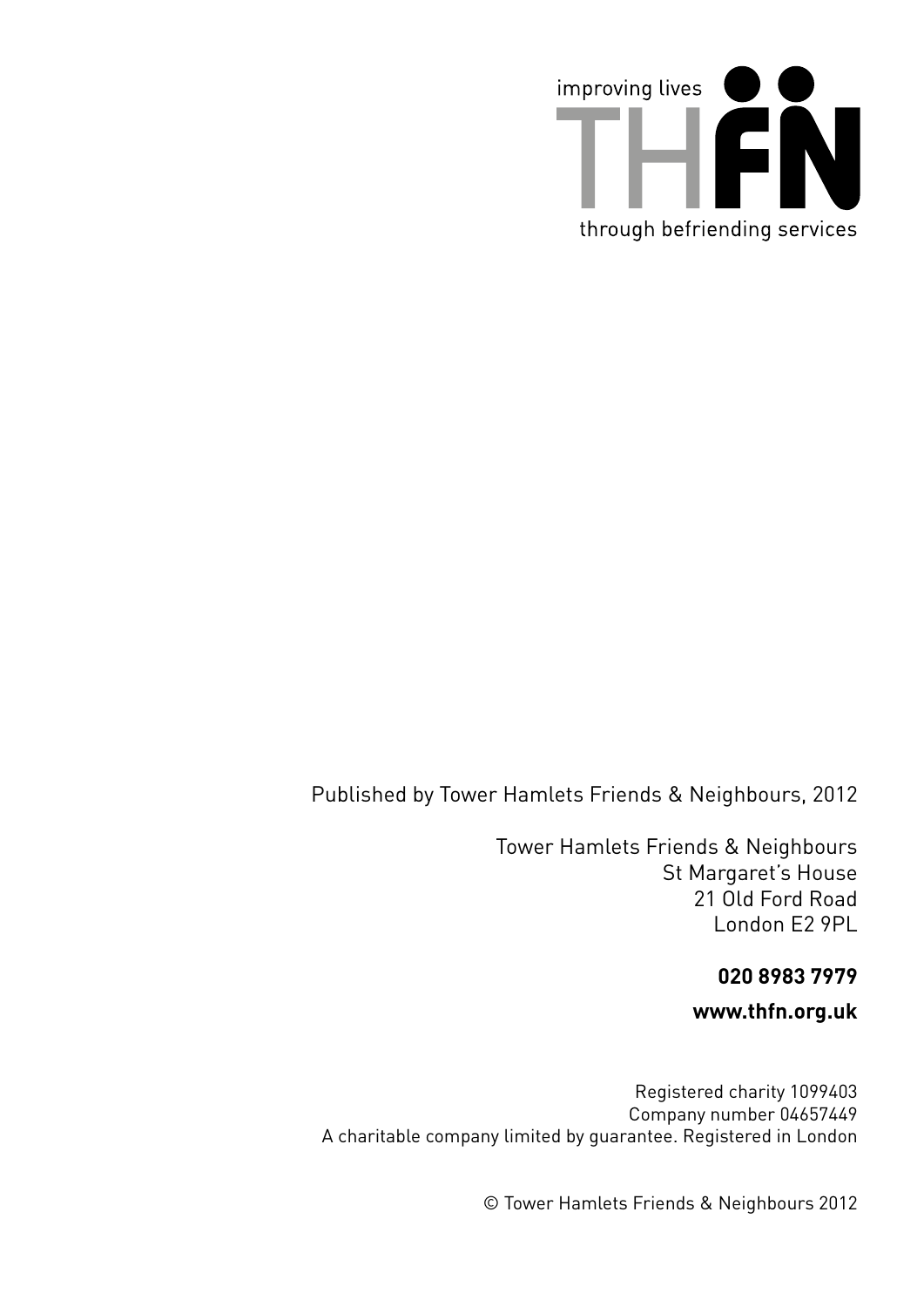improving lives

THFN

through befriending services

Published by Tower Hamlets Friends & Neighbours, 2012

Tower Hamlets Friends & Neighbours
St Margaret's House
21 Old Ford Road
London E2 9PL

**020 8983 7979**

**www.thfn.org.uk**

Registered charity 1099403
Company number 04657449
A charitable company limited by guarantee. Registered in London

© Tower Hamlets Friends & Neighbours 2012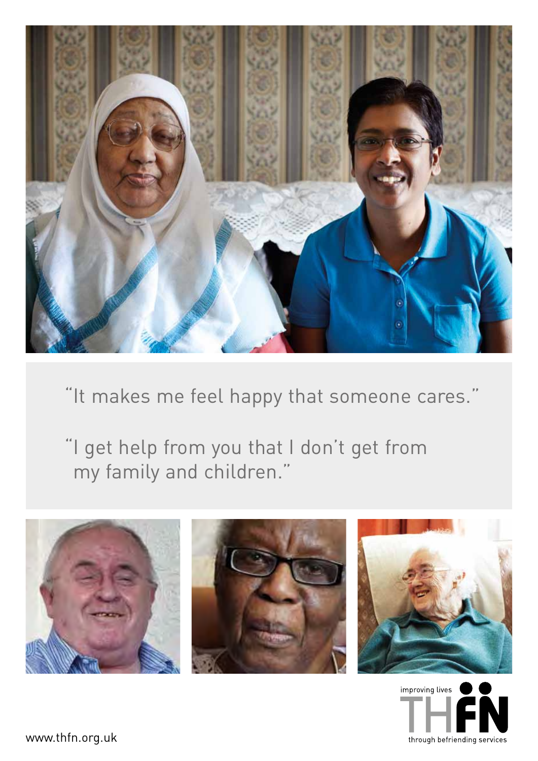"It makes me feel happy that someone cares."

"I get help from you that I don't get from my family and children."

improving lives

THFN

through befriending services

www.thfn.org.uk